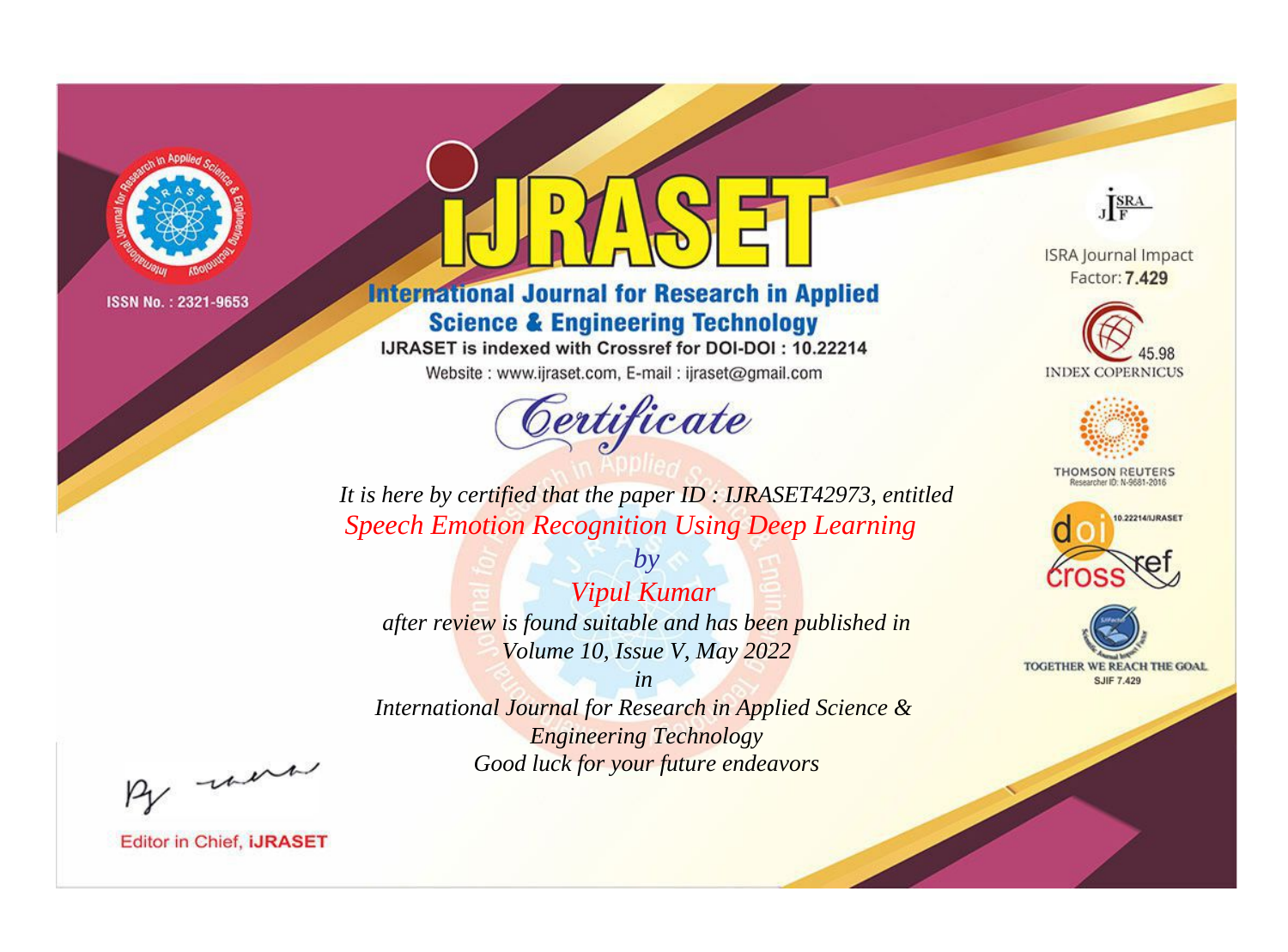ISSN No. : 2321-9653

# IJRASET

## International Journal for Research in Applied Science & Engineering Technology

IJRASET is indexed with Crossref for DOI-DOI : 10.22214

Website : www.ijraset.com, E-mail : ijraset@gmail.com

*Certificate*

*It is here by certified that the paper ID : IJRASET42973, entitled*

*Speech Emotion Recognition Using Deep Learning*

*by*

*Vipul Kumar*

*after review is found suitable and has been published in*

*Volume 10, Issue V, May 2022*

*in*

*International Journal for Research in Applied Science & Engineering Technology*

*Good luck for your future endeavors*

ISRA Journal Impact Factor: **7.429**

45.98 INDEX COPERNICUS

THOMSON REUTERS Researcher ID: N-9681-2016

10.22214/IJRASET

TOGETHER WE REACH THE GOAL SJIF 7.429

Editor in Chief, **iJRASET**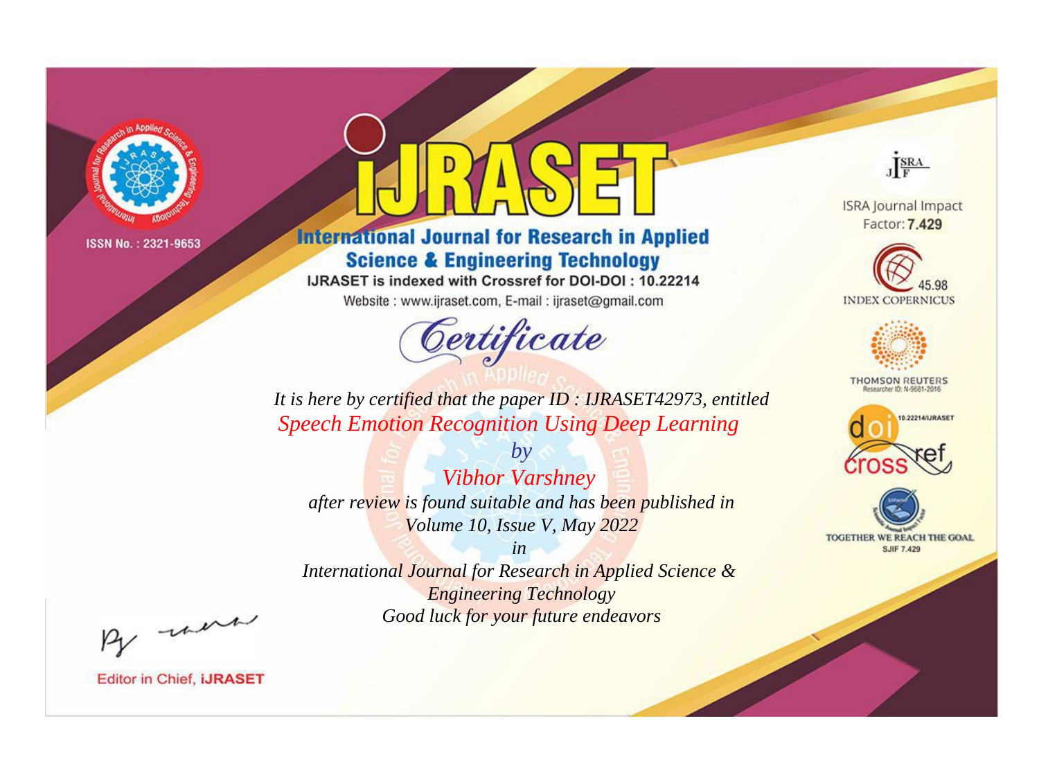ISSN No. : 2321-9653

# IJRASET

## International Journal for Research in Applied Science & Engineering Technology

IJRASET is indexed with Crossref for DOI-DOI : 10.22214

Website : www.ijraset.com, E-mail : ijraset@gmail.com

# Certificate

*It is here by certified that the paper ID : IJRASET42973, entitled*

*Speech Emotion Recognition Using Deep Learning*

*by*

*Vibhor Varshney*

*after review is found suitable and has been published in*

*Volume 10, Issue V, May 2022*

*in*

*International Journal for Research in Applied Science & Engineering Technology*

*Good luck for your future endeavors*

ISRA Journal Impact Factor: **7.429**

45.98 INDEX COPERNICUS

THOMSON REUTERS Researcher ID: N-9681-2016

10.22214/IJRASET

TOGETHER WE REACH THE GOAL SJIF 7.429

Editor in Chief, **iJRASET**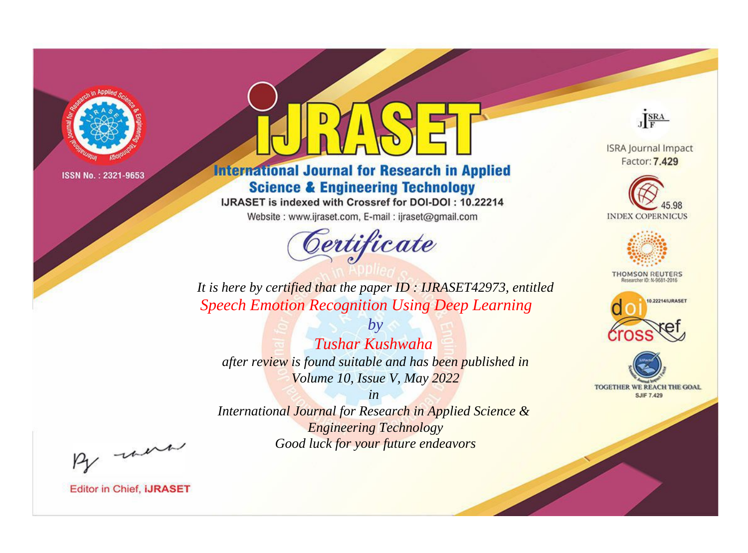ISSN No. : 2321-9653

# IJRASET

## International Journal for Research in Applied Science & Engineering Technology

IJRASET is indexed with Crossref for DOI-DOI : 10.22214

Website : www.ijraset.com, E-mail : ijraset@gmail.com

ISRA Journal Impact Factor: **7.429**

45.98 INDEX COPERNICUS

THOMSON REUTERS Researcher ID: N-9681-2016

10.22214/IJRASET

TOGETHER WE REACH THE GOAL SJIF 7.429

*Certificate*

*It is here by certified that the paper ID : IJRASET42973, entitled*

*Speech Emotion Recognition Using Deep Learning*

*by*

*Tushar Kushwaha*

*after review is found suitable and has been published in*

*Volume 10, Issue V, May 2022*

*in*

*International Journal for Research in Applied Science & Engineering Technology*

*Good luck for your future endeavors*

Editor in Chief, **iJRASET**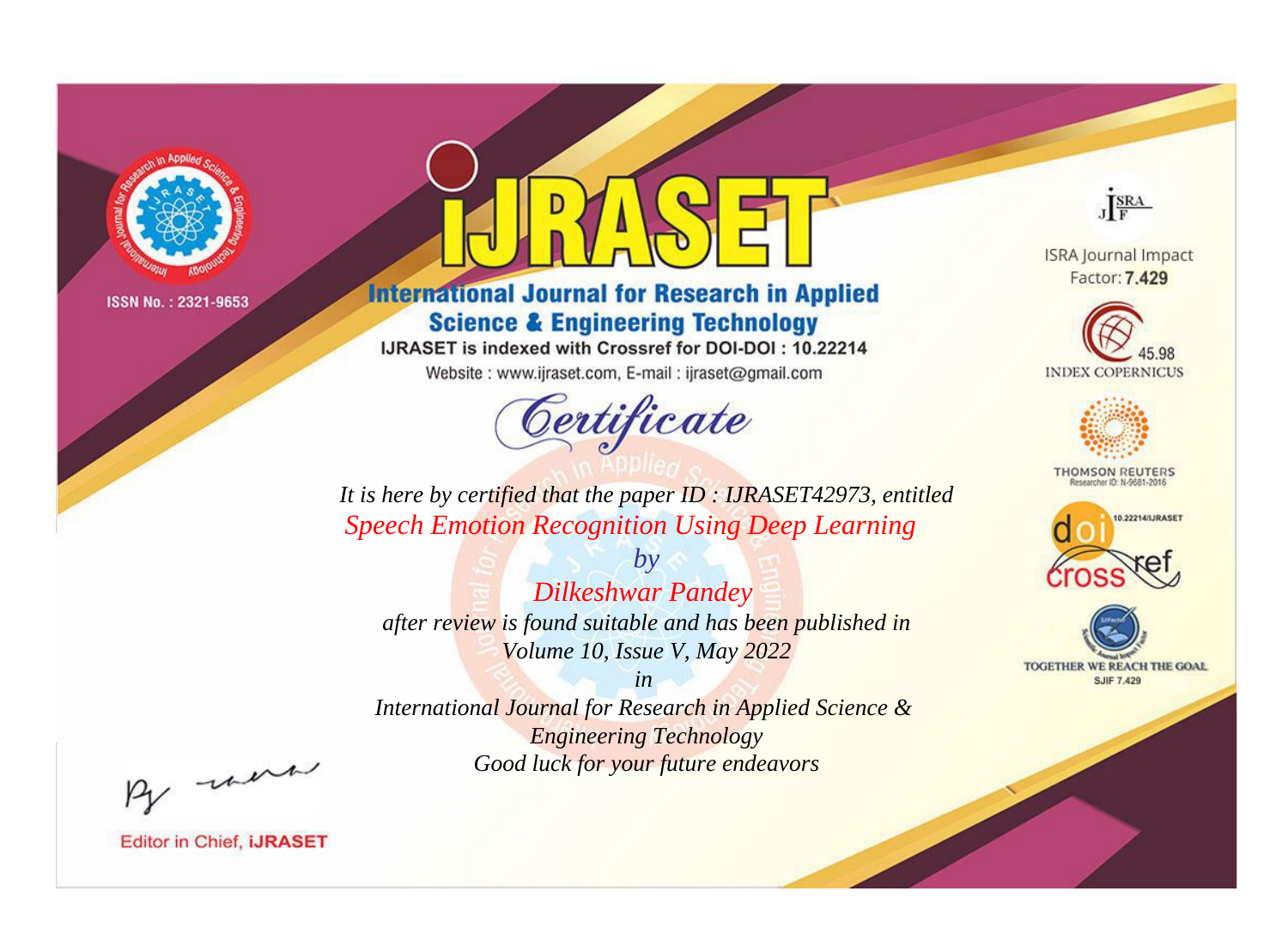ISSN No. : 2321-9653

# IJRASET

## International Journal for Research in Applied Science & Engineering Technology

IJRASET is indexed with Crossref for DOI-DOI : 10.22214

Website : www.ijraset.com, E-mail : ijraset@gmail.com

ISRA Journal Impact Factor: **7.429**

45.98 INDEX COPERNICUS

THOMSON REUTERS Researcher ID: N-9681-2016

10.22214/IJRASET

TOGETHER WE REACH THE GOAL SJIF 7.429

# *Certificate*

*It is here by certified that the paper ID : IJRASET42973, entitled*

*Speech Emotion Recognition Using Deep Learning*

*by*

*Dilkeshwar Pandey*

*after review is found suitable and has been published in*

*Volume 10, Issue V, May 2022*

*in*

*International Journal for Research in Applied Science & Engineering Technology*

*Good luck for your future endeavors*

Editor in Chief, **iJRASET**